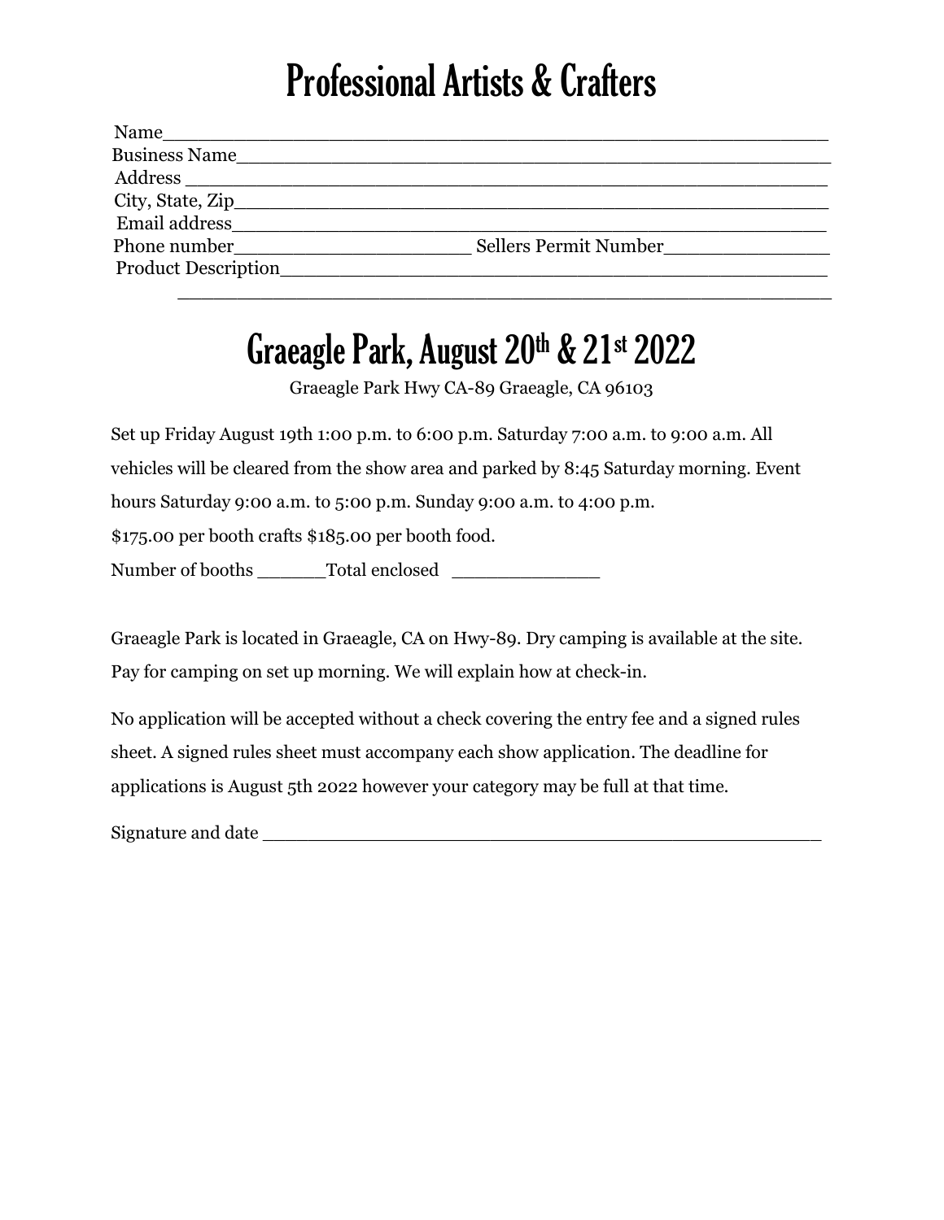# Professional Artists & Crafters

Name\_\_\_\_\_\_\_\_\_\_\_\_\_\_\_\_\_\_\_\_\_\_\_\_\_\_\_\_\_\_\_\_\_\_\_\_\_\_\_\_\_\_\_\_\_\_\_\_\_\_\_\_\_\_

Business Name\_\_\_\_\_\_\_\_\_\_\_\_\_\_\_\_\_\_\_\_\_\_\_\_\_\_\_\_\_\_\_\_\_\_\_\_\_\_\_\_\_\_\_\_\_\_\_\_\_\_

Address \_\_\_\_\_\_\_\_\_\_\_\_\_\_\_\_\_\_\_\_\_\_\_\_\_\_\_\_\_\_\_\_\_\_\_\_\_\_\_\_\_\_\_\_\_\_\_\_\_\_\_\_

City, State, Zip\_\_\_\_\_\_\_\_\_\_\_\_\_\_\_\_\_\_\_\_\_\_\_\_\_\_\_\_\_\_\_\_\_\_\_\_\_\_\_\_\_\_\_\_\_\_\_\_\_\_

Email address\_\_\_\_\_\_\_\_\_\_\_\_\_\_\_\_\_\_\_\_\_\_\_\_\_\_\_\_\_\_\_\_\_\_\_\_\_\_\_\_\_\_\_\_\_\_\_\_\_\_

Phone number\_\_\_\_\_\_\_\_\_\_\_\_\_\_\_\_\_\_\_\_\_\_ Sellers Permit Number\_\_\_\_\_\_\_\_\_\_\_\_\_\_\_

Product Description\_\_\_\_\_\_\_\_\_\_\_\_\_\_\_\_\_\_\_\_\_\_\_\_\_\_\_\_\_\_\_\_\_\_\_\_\_\_\_\_\_\_\_\_\_\_\_\_

\_\_\_\_\_\_\_\_\_\_\_\_\_\_\_\_\_\_\_\_\_\_\_\_\_\_\_\_\_\_\_\_\_\_\_\_\_\_\_\_\_\_\_\_\_\_\_\_\_\_\_\_\_\_\_\_\_\_\_\_

# Graeagle Park, August 20th & 21st 2022

Graeagle Park Hwy CA-89 Graeagle, CA 96103

Set up Friday August 19th 1:00 p.m. to 6:00 p.m. Saturday 7:00 a.m. to 9:00 a.m. All vehicles will be cleared from the show area and parked by 8:45 Saturday morning. Event hours Saturday 9:00 a.m. to 5:00 p.m. Sunday 9:00 a.m. to 4:00 p.m.

$175.00 per booth crafts $185.00 per booth food.

Number of booths \_\_\_\_\_\_Total enclosed \_\_\_\_\_\_\_\_\_\_\_\_\_\_

Graeagle Park is located in Graeagle, CA on Hwy-89. Dry camping is available at the site. Pay for camping on set up morning. We will explain how at check-in.

No application will be accepted without a check covering the entry fee and a signed rules sheet. A signed rules sheet must accompany each show application. The deadline for applications is August 5th 2022 however your category may be full at that time.

Signature and date \_\_\_\_\_\_\_\_\_\_\_\_\_\_\_\_\_\_\_\_\_\_\_\_\_\_\_\_\_\_\_\_\_\_\_\_\_\_\_\_\_\_\_\_\_\_\_\_\_\_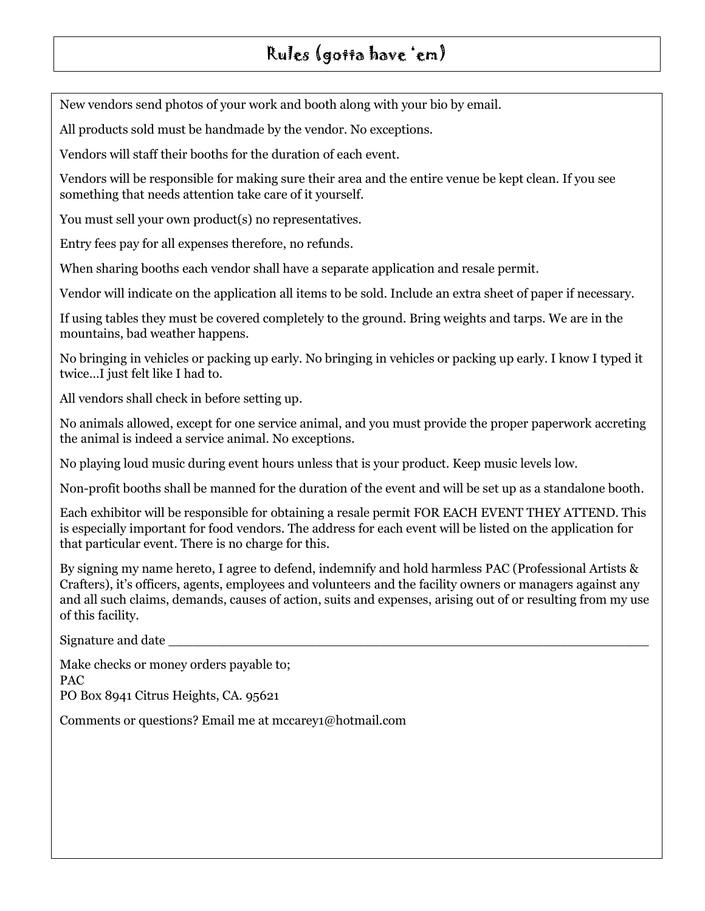# Rules (gotta have 'em)

New vendors send photos of your work and booth along with your bio by email.

All products sold must be handmade by the vendor. No exceptions.

Vendors will staff their booths for the duration of each event.

Vendors will be responsible for making sure their area and the entire venue be kept clean. If you see something that needs attention take care of it yourself.

You must sell your own product(s) no representatives.

Entry fees pay for all expenses therefore, no refunds.

When sharing booths each vendor shall have a separate application and resale permit.

Vendor will indicate on the application all items to be sold. Include an extra sheet of paper if necessary.

If using tables they must be covered completely to the ground. Bring weights and tarps. We are in the mountains, bad weather happens.

No bringing in vehicles or packing up early. No bringing in vehicles or packing up early. I know I typed it twice…I just felt like I had to.

All vendors shall check in before setting up.

No animals allowed, except for one service animal, and you must provide the proper paperwork accreting the animal is indeed a service animal. No exceptions.

No playing loud music during event hours unless that is your product. Keep music levels low.

Non-profit booths shall be manned for the duration of the event and will be set up as a standalone booth.

Each exhibitor will be responsible for obtaining a resale permit FOR EACH EVENT THEY ATTEND. This is especially important for food vendors. The address for each event will be listed on the application for that particular event. There is no charge for this.

By signing my name hereto, I agree to defend, indemnify and hold harmless PAC (Professional Artists & Crafters), it's officers, agents, employees and volunteers and the facility owners or managers against any and all such claims, demands, causes of action, suits and expenses, arising out of or resulting from my use of this facility.

Signature and date ___________________________________________________________

Make checks or money orders payable to;
PAC
PO Box 8941 Citrus Heights, CA. 95621

Comments or questions? Email me at mccarey1@hotmail.com